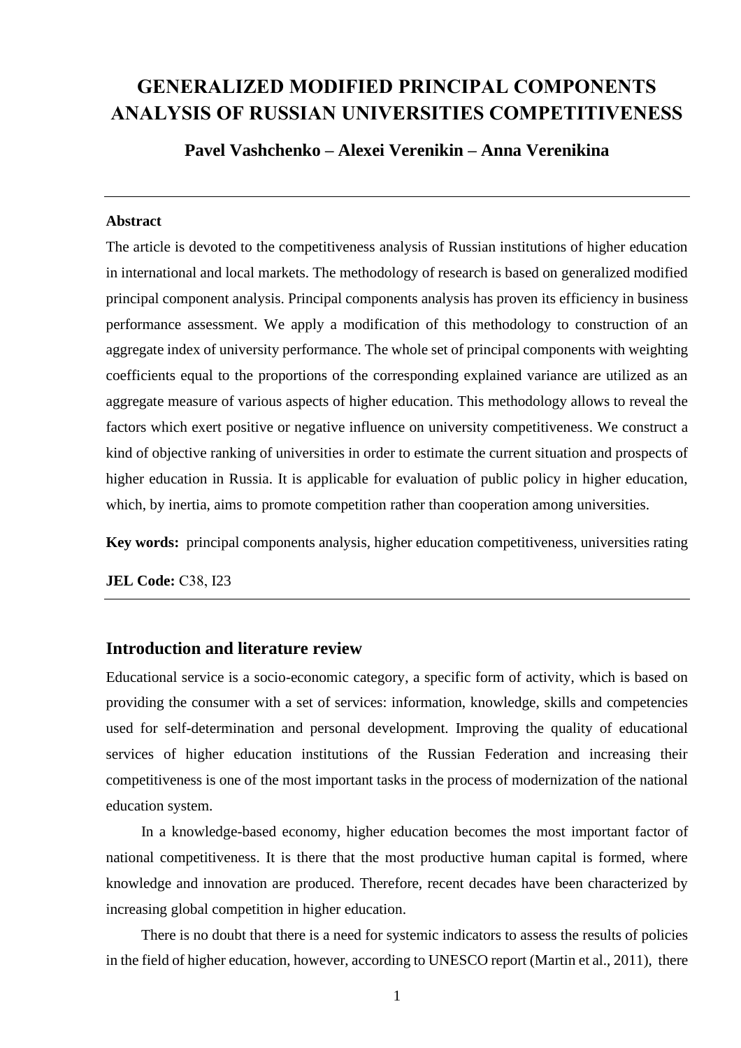# GENERALIZED MODIFIED PRINCIPAL COMPONENTS ANALYSIS OF RUSSIAN UNIVERSITIES COMPETITIVENESS

**Pavel Vashchenko – Alexei Verenikin – Anna Verenikina**

---

**Abstract**

The article is devoted to the competitiveness analysis of Russian institutions of higher education in international and local markets. The methodology of research is based on generalized modified principal component analysis. Principal components analysis has proven its efficiency in business performance assessment. We apply a modification of this methodology to construction of an aggregate index of university performance. The whole set of principal components with weighting coefficients equal to the proportions of the corresponding explained variance are utilized as an aggregate measure of various aspects of higher education. This methodology allows to reveal the factors which exert positive or negative influence on university competitiveness. We construct a kind of objective ranking of universities in order to estimate the current situation and prospects of higher education in Russia. It is applicable for evaluation of public policy in higher education, which, by inertia, aims to promote competition rather than cooperation among universities.

**Key words:** principal components analysis, higher education competitiveness, universities rating

**JEL Code:** C38, I23

---

## Introduction and literature review

Educational service is a socio-economic category, a specific form of activity, which is based on providing the consumer with a set of services: information, knowledge, skills and competencies used for self-determination and personal development. Improving the quality of educational services of higher education institutions of the Russian Federation and increasing their competitiveness is one of the most important tasks in the process of modernization of the national education system.

In a knowledge-based economy, higher education becomes the most important factor of national competitiveness. It is there that the most productive human capital is formed, where knowledge and innovation are produced. Therefore, recent decades have been characterized by increasing global competition in higher education.

There is no doubt that there is a need for systemic indicators to assess the results of policies in the field of higher education, however, according to UNESCO report (Martin et al., 2011), there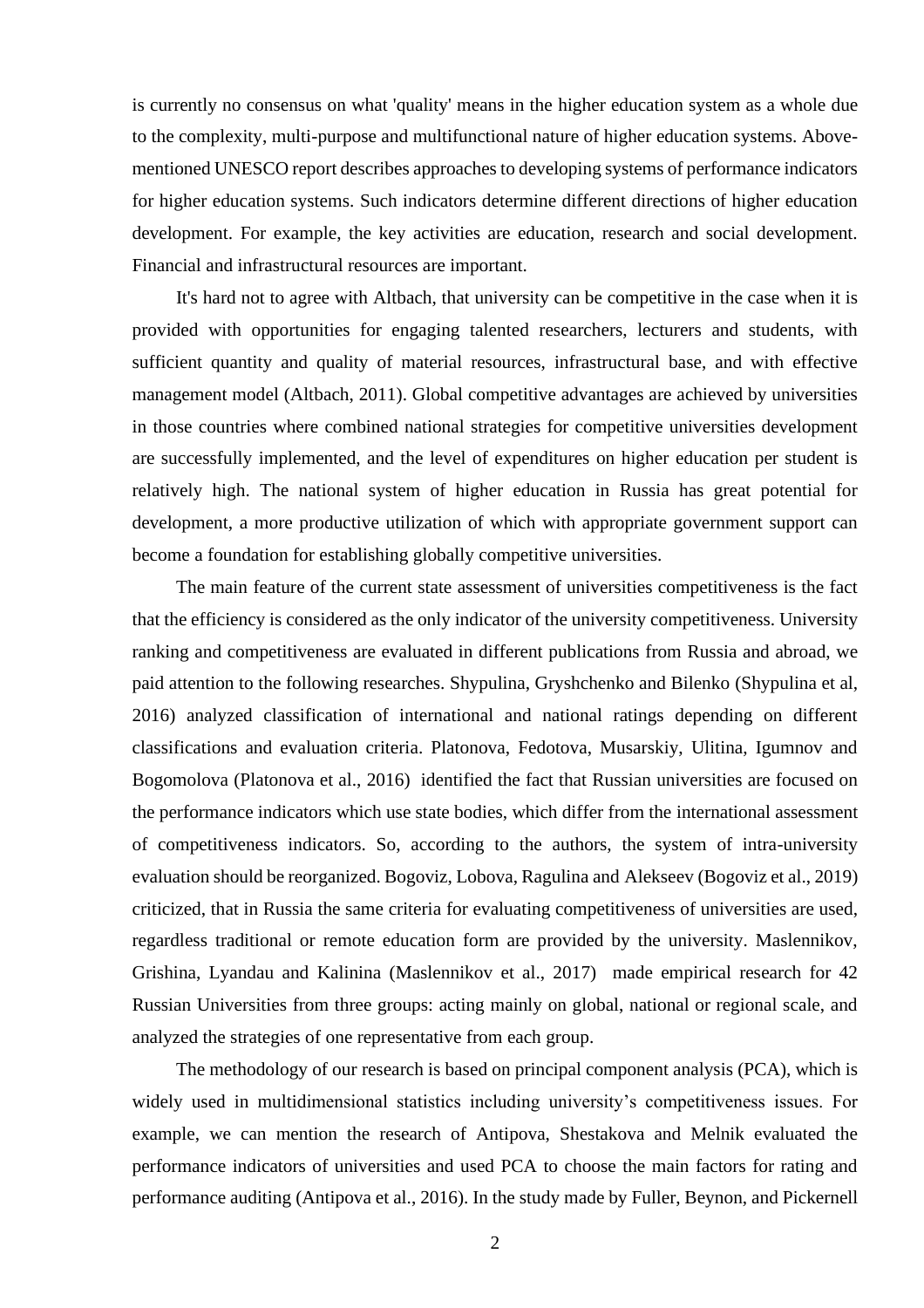is currently no consensus on what 'quality' means in the higher education system as a whole due to the complexity, multi-purpose and multifunctional nature of higher education systems. Above-mentioned UNESCO report describes approaches to developing systems of performance indicators for higher education systems. Such indicators determine different directions of higher education development. For example, the key activities are education, research and social development. Financial and infrastructural resources are important.

It's hard not to agree with Altbach, that university can be competitive in the case when it is provided with opportunities for engaging talented researchers, lecturers and students, with sufficient quantity and quality of material resources, infrastructural base, and with effective management model (Altbach, 2011). Global competitive advantages are achieved by universities in those countries where combined national strategies for competitive universities development are successfully implemented, and the level of expenditures on higher education per student is relatively high. The national system of higher education in Russia has great potential for development, a more productive utilization of which with appropriate government support can become a foundation for establishing globally competitive universities.

The main feature of the current state assessment of universities competitiveness is the fact that the efficiency is considered as the only indicator of the university competitiveness. University ranking and competitiveness are evaluated in different publications from Russia and abroad, we paid attention to the following researches. Shypulina, Gryshchenko and Bilenko (Shypulina et al, 2016) analyzed classification of international and national ratings depending on different classifications and evaluation criteria. Platonova, Fedotova, Musarskiy, Ulitina, Igumnov and Bogomolova (Platonova et al., 2016) identified the fact that Russian universities are focused on the performance indicators which use state bodies, which differ from the international assessment of competitiveness indicators. So, according to the authors, the system of intra-university evaluation should be reorganized. Bogoviz, Lobova, Ragulina and Alekseev (Bogoviz et al., 2019) criticized, that in Russia the same criteria for evaluating competitiveness of universities are used, regardless traditional or remote education form are provided by the university. Maslennikov, Grishina, Lyandau and Kalinina (Maslennikov et al., 2017) made empirical research for 42 Russian Universities from three groups: acting mainly on global, national or regional scale, and analyzed the strategies of one representative from each group.

The methodology of our research is based on principal component analysis (PCA), which is widely used in multidimensional statistics including university's competitiveness issues. For example, we can mention the research of Antipova, Shestakova and Melnik evaluated the performance indicators of universities and used PCA to choose the main factors for rating and performance auditing (Antipova et al., 2016). In the study made by Fuller, Beynon, and Pickernell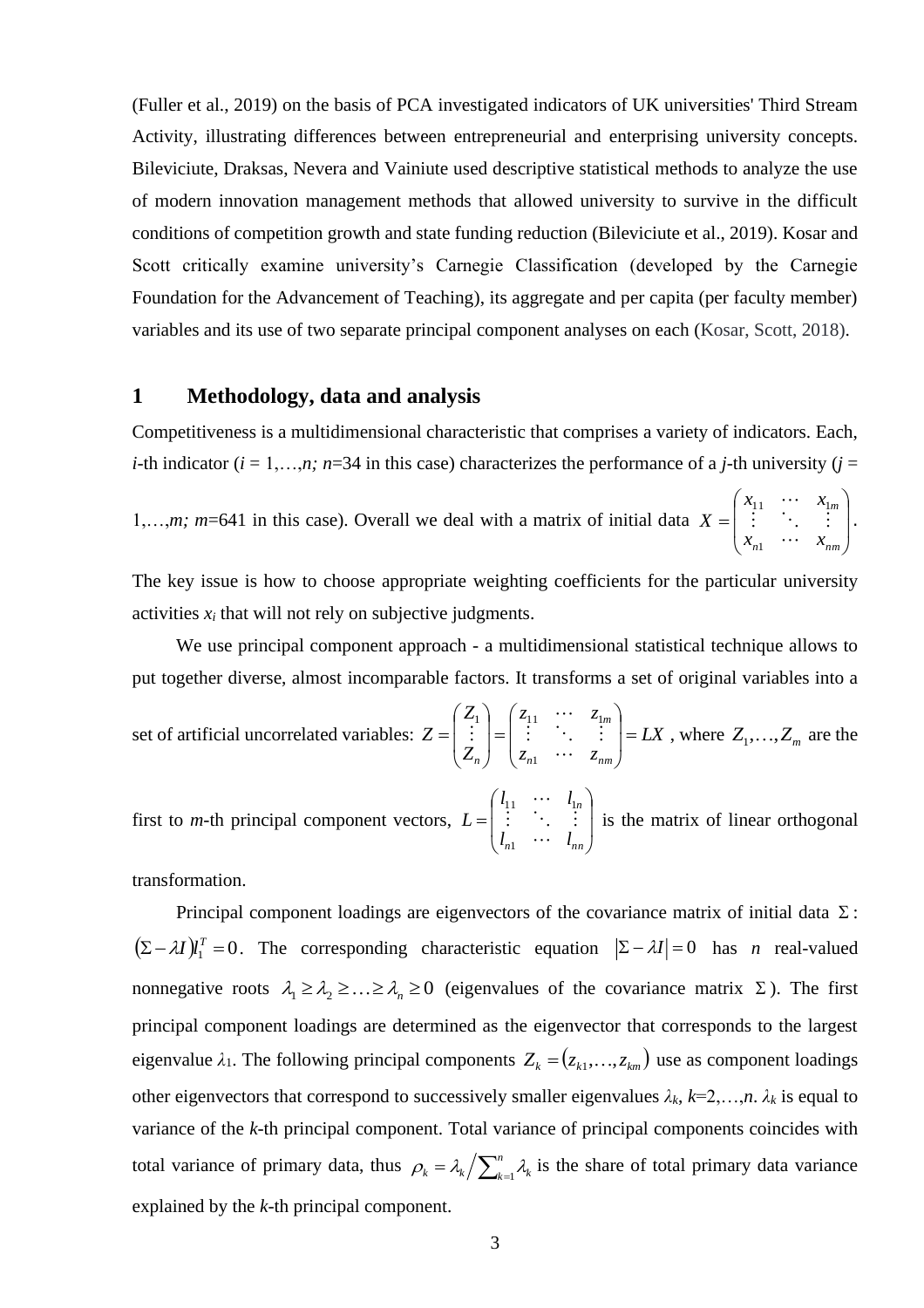(Fuller et al., 2019) on the basis of PCA investigated indicators of UK universities' Third Stream Activity, illustrating differences between entrepreneurial and enterprising university concepts. Bileviciute, Draksas, Nevera and Vainiute used descriptive statistical methods to analyze the use of modern innovation management methods that allowed university to survive in the difficult conditions of competition growth and state funding reduction (Bileviciute et al., 2019). Kosar and Scott critically examine university's Carnegie Classification (developed by the Carnegie Foundation for the Advancement of Teaching), its aggregate and per capita (per faculty member) variables and its use of two separate principal component analyses on each (Kosar, Scott, 2018).

## 1 Methodology, data and analysis

Competitiveness is a multidimensional characteristic that comprises a variety of indicators. Each, $i$-th indicator ($i$ = 1,…,$n$; $n$=34 in this case) characterizes the performance of a $j$-th university ($j$ = 1,…,$m$; $m$=641 in this case). Overall we deal with a matrix of initial data $X = \begin{pmatrix} x_{11} & \cdots & x_{1m} \\ \vdots & \ddots & \vdots \\ x_{n1} & \cdots & x_{nm} \end{pmatrix}$.

The key issue is how to choose appropriate weighting coefficients for the particular university activities $x_i$ that will not rely on subjective judgments.

We use principal component approach - a multidimensional statistical technique allows to put together diverse, almost incomparable factors. It transforms a set of original variables into a set of artificial uncorrelated variables: $Z = \begin{pmatrix} Z_1 \\ \vdots \\ Z_n \end{pmatrix} = \begin{pmatrix} z_{11} & \cdots & z_{1m} \\ \vdots & \ddots & \vdots \\ z_{n1} & \cdots & z_{nm} \end{pmatrix} = LX$ , where $Z_1, \ldots, Z_m$ are the first to $m$-th principal component vectors, $L = \begin{pmatrix} l_{11} & \cdots & l_{1n} \\ \vdots & \ddots & \vdots \\ l_{n1} & \cdots & l_{nn} \end{pmatrix}$ is the matrix of linear orthogonal transformation.

Principal component loadings are eigenvectors of the covariance matrix of initial data $\Sigma$: $(\Sigma - \lambda I) l_1^T = 0$. The corresponding characteristic equation $|\Sigma - \lambda I| = 0$ has $n$ real-valued nonnegative roots $\lambda_1 \geq \lambda_2 \geq \ldots \geq \lambda_n \geq 0$ (eigenvalues of the covariance matrix $\Sigma$). The first principal component loadings are determined as the eigenvector that corresponds to the largest eigenvalue $\lambda_1$. The following principal components $Z_k = (z_{k1}, \ldots, z_{km})$ use as component loadings other eigenvectors that correspond to successively smaller eigenvalues $\lambda_k$, $k$=2,…,$n$. $\lambda_k$ is equal to variance of the $k$-th principal component. Total variance of principal components coincides with total variance of primary data, thus $\rho_k = \lambda_k \Big/ \sum_{k=1}^{n} \lambda_k$ is the share of total primary data variance explained by the $k$-th principal component.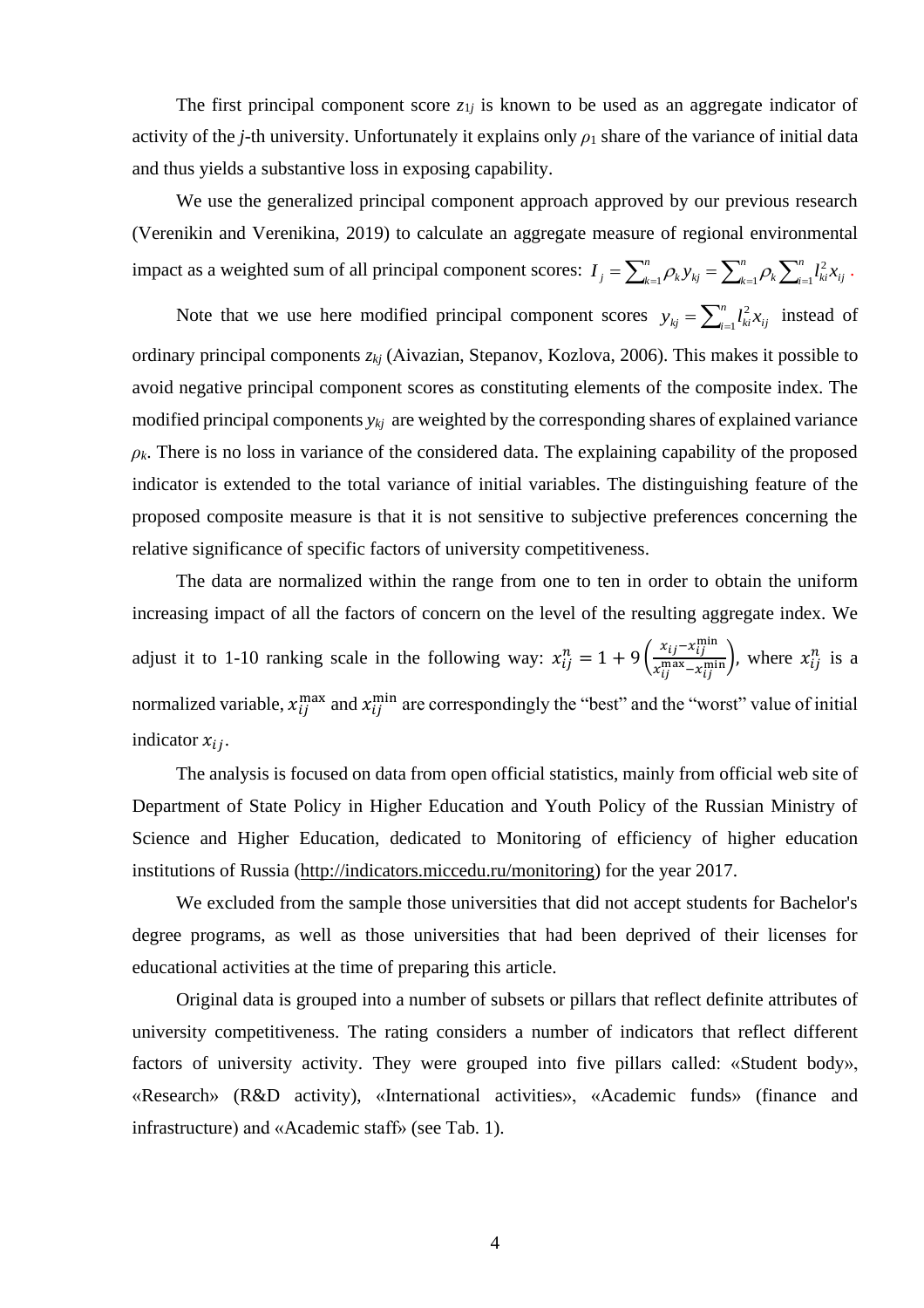The first principal component score $z_{1j}$ is known to be used as an aggregate indicator of activity of the $j$-th university. Unfortunately it explains only $\rho_1$ share of the variance of initial data and thus yields a substantive loss in exposing capability.

We use the generalized principal component approach approved by our previous research (Verenikin and Verenikina, 2019) to calculate an aggregate measure of regional environmental impact as a weighted sum of all principal component scores: $I_j = \sum_{k=1}^{n} \rho_k y_{kj} = \sum_{k=1}^{n} \rho_k \sum_{i=1}^{n} l_{ki}^2 x_{ij}$ .

Note that we use here modified principal component scores $y_{kj} = \sum_{i=1}^{n} l_{ki}^2 x_{ij}$ instead of ordinary principal components $z_{kj}$ (Aivazian, Stepanov, Kozlova, 2006). This makes it possible to avoid negative principal component scores as constituting elements of the composite index. The modified principal components $y_{kj}$ are weighted by the corresponding shares of explained variance $\rho_k$. There is no loss in variance of the considered data. The explaining capability of the proposed indicator is extended to the total variance of initial variables. The distinguishing feature of the proposed composite measure is that it is not sensitive to subjective preferences concerning the relative significance of specific factors of university competitiveness.

The data are normalized within the range from one to ten in order to obtain the uniform increasing impact of all the factors of concern on the level of the resulting aggregate index. We adjust it to 1-10 ranking scale in the following way: $x_{ij}^{n} = 1 + 9\left(\frac{x_{ij} - x_{ij}^{\min}}{x_{ij}^{\max} - x_{ij}^{\min}}\right)$, where $x_{ij}^{n}$ is a normalized variable, $x_{ij}^{\max}$ and $x_{ij}^{\min}$ are correspondingly the "best" and the "worst" value of initial indicator $x_{ij}$.

The analysis is focused on data from open official statistics, mainly from official web site of Department of State Policy in Higher Education and Youth Policy of the Russian Ministry of Science and Higher Education, dedicated to Monitoring of efficiency of higher education institutions of Russia (http://indicators.miccedu.ru/monitoring) for the year 2017.

We excluded from the sample those universities that did not accept students for Bachelor's degree programs, as well as those universities that had been deprived of their licenses for educational activities at the time of preparing this article.

Original data is grouped into a number of subsets or pillars that reflect definite attributes of university competitiveness. The rating considers a number of indicators that reflect different factors of university activity. They were grouped into five pillars called: «Student body», «Research» (R&D activity), «International activities», «Academic funds» (finance and infrastructure) and «Academic staff» (see Tab. 1).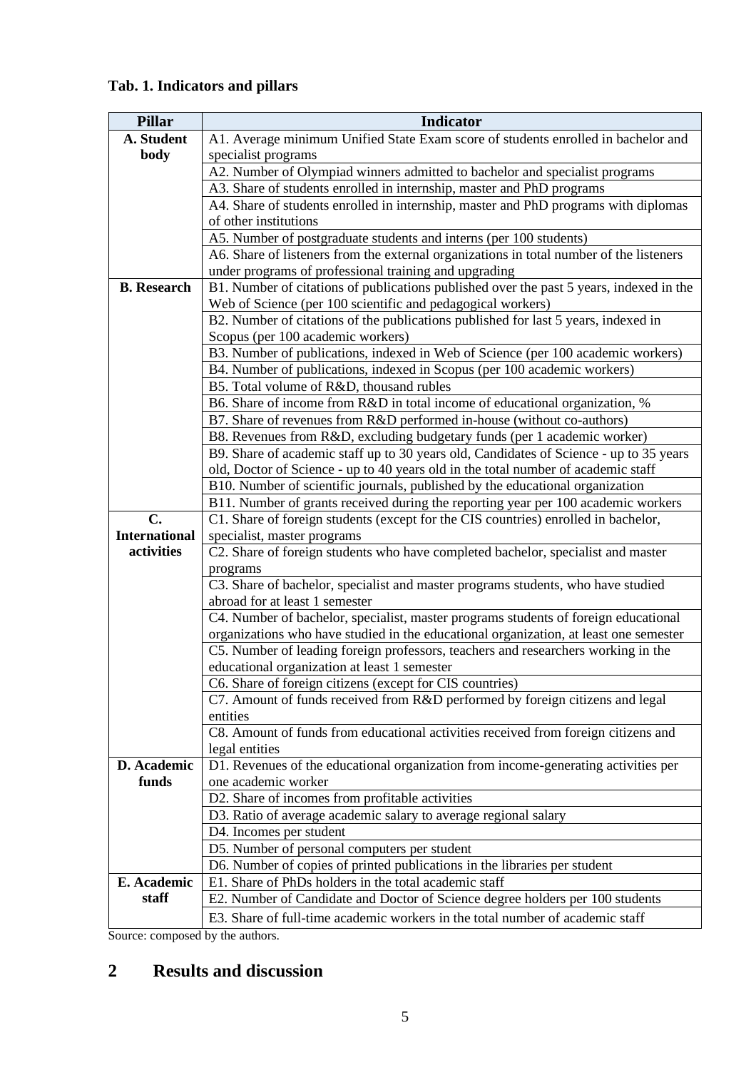**Tab. 1. Indicators and pillars**

| Pillar | Indicator |
| --- | --- |
| **A. Student body** | A1. Average minimum Unified State Exam score of students enrolled in bachelor and specialist programs |
| | A2. Number of Olympiad winners admitted to bachelor and specialist programs |
| | A3. Share of students enrolled in internship, master and PhD programs |
| | A4. Share of students enrolled in internship, master and PhD programs with diplomas of other institutions |
| | A5. Number of postgraduate students and interns (per 100 students) |
| | A6. Share of listeners from the external organizations in total number of the listeners under programs of professional training and upgrading |
| **B. Research** | B1. Number of citations of publications published over the past 5 years, indexed in the Web of Science (per 100 scientific and pedagogical workers) |
| | B2. Number of citations of the publications published for last 5 years, indexed in Scopus (per 100 academic workers) |
| | B3. Number of publications, indexed in Web of Science (per 100 academic workers) |
| | B4. Number of publications, indexed in Scopus (per 100 academic workers) |
| | B5. Total volume of R&D, thousand rubles |
| | B6. Share of income from R&D in total income of educational organization, % |
| | B7. Share of revenues from R&D performed in-house (without co-authors) |
| | B8. Revenues from R&D, excluding budgetary funds (per 1 academic worker) |
| | B9. Share of academic staff up to 30 years old, Candidates of Science - up to 35 years old, Doctor of Science - up to 40 years old in the total number of academic staff |
| | B10. Number of scientific journals, published by the educational organization |
| | B11. Number of grants received during the reporting year per 100 academic workers |
| **C. International activities** | C1. Share of foreign students (except for the CIS countries) enrolled in bachelor, specialist, master programs |
| | C2. Share of foreign students who have completed bachelor, specialist and master programs |
| | C3. Share of bachelor, specialist and master programs students, who have studied abroad for at least 1 semester |
| | C4. Number of bachelor, specialist, master programs students of foreign educational organizations who have studied in the educational organization, at least one semester |
| | C5. Number of leading foreign professors, teachers and researchers working in the educational organization at least 1 semester |
| | C6. Share of foreign citizens (except for CIS countries) |
| | C7. Amount of funds received from R&D performed by foreign citizens and legal entities |
| | C8. Amount of funds from educational activities received from foreign citizens and legal entities |
| **D. Academic funds** | D1. Revenues of the educational organization from income-generating activities per one academic worker |
| | D2. Share of incomes from profitable activities |
| | D3. Ratio of average academic salary to average regional salary |
| | D4. Incomes per student |
| | D5. Number of personal computers per student |
| | D6. Number of copies of printed publications in the libraries per student |
| **E. Academic staff** | E1. Share of PhDs holders in the total academic staff |
| | E2. Number of Candidate and Doctor of Science degree holders per 100 students |
| | E3. Share of full-time academic workers in the total number of academic staff |

Source: composed by the authors.

## 2 Results and discussion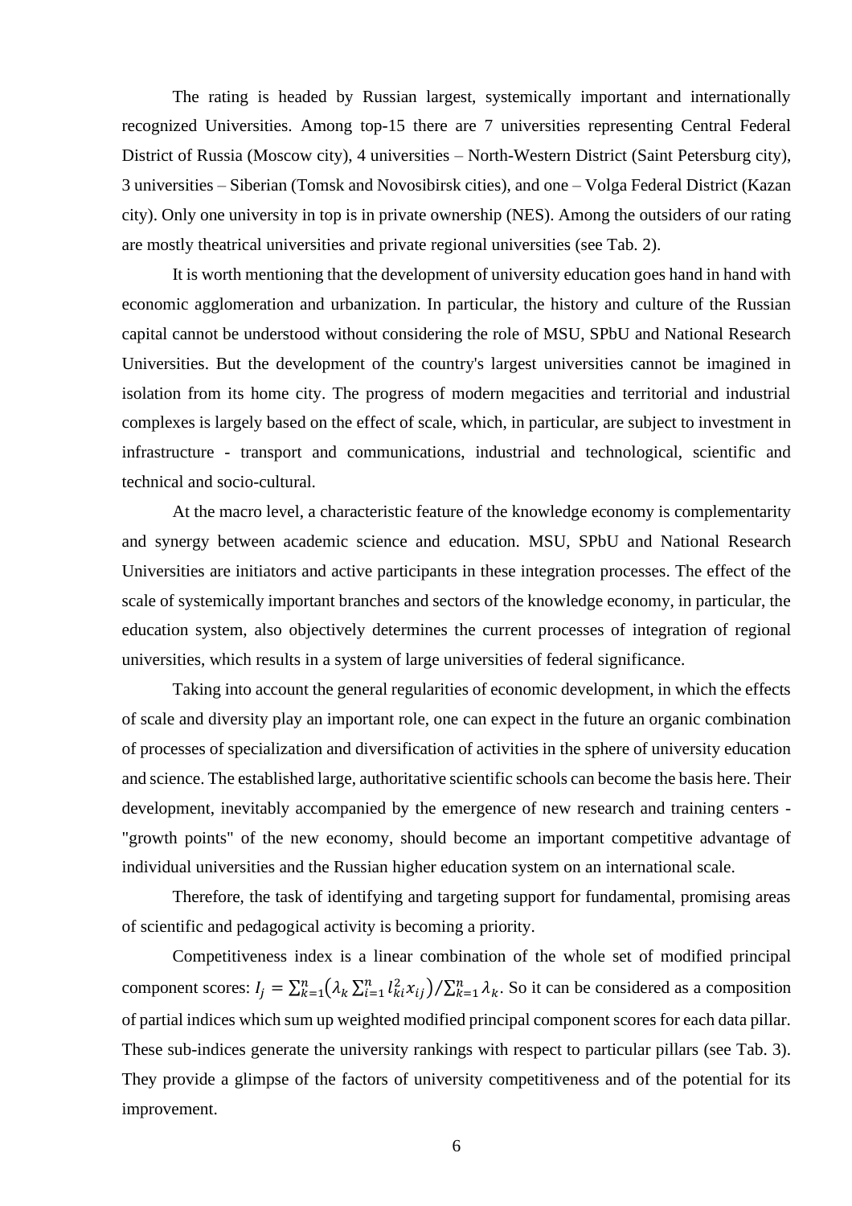The rating is headed by Russian largest, systemically important and internationally recognized Universities. Among top-15 there are 7 universities representing Central Federal District of Russia (Moscow city), 4 universities – North-Western District (Saint Petersburg city), 3 universities – Siberian (Tomsk and Novosibirsk cities), and one – Volga Federal District (Kazan city). Only one university in top is in private ownership (NES). Among the outsiders of our rating are mostly theatrical universities and private regional universities (see Tab. 2).

It is worth mentioning that the development of university education goes hand in hand with economic agglomeration and urbanization. In particular, the history and culture of the Russian capital cannot be understood without considering the role of MSU, SPbU and National Research Universities. But the development of the country's largest universities cannot be imagined in isolation from its home city. The progress of modern megacities and territorial and industrial complexes is largely based on the effect of scale, which, in particular, are subject to investment in infrastructure - transport and communications, industrial and technological, scientific and technical and socio-cultural.

At the macro level, a characteristic feature of the knowledge economy is complementarity and synergy between academic science and education. MSU, SPbU and National Research Universities are initiators and active participants in these integration processes. The effect of the scale of systemically important branches and sectors of the knowledge economy, in particular, the education system, also objectively determines the current processes of integration of regional universities, which results in a system of large universities of federal significance.

Taking into account the general regularities of economic development, in which the effects of scale and diversity play an important role, one can expect in the future an organic combination of processes of specialization and diversification of activities in the sphere of university education and science. The established large, authoritative scientific schools can become the basis here. Their development, inevitably accompanied by the emergence of new research and training centers - "growth points" of the new economy, should become an important competitive advantage of individual universities and the Russian higher education system on an international scale.

Therefore, the task of identifying and targeting support for fundamental, promising areas of scientific and pedagogical activity is becoming a priority.

Competitiveness index is a linear combination of the whole set of modified principal component scores: $I_j = \sum_{k=1}^{n}\left(\lambda_k \sum_{i=1}^{n} l_{ki}^2 x_{ij}\right)/\sum_{k=1}^{n} \lambda_k$. So it can be considered as a composition of partial indices which sum up weighted modified principal component scores for each data pillar. These sub-indices generate the university rankings with respect to particular pillars (see Tab. 3). They provide a glimpse of the factors of university competitiveness and of the potential for its improvement.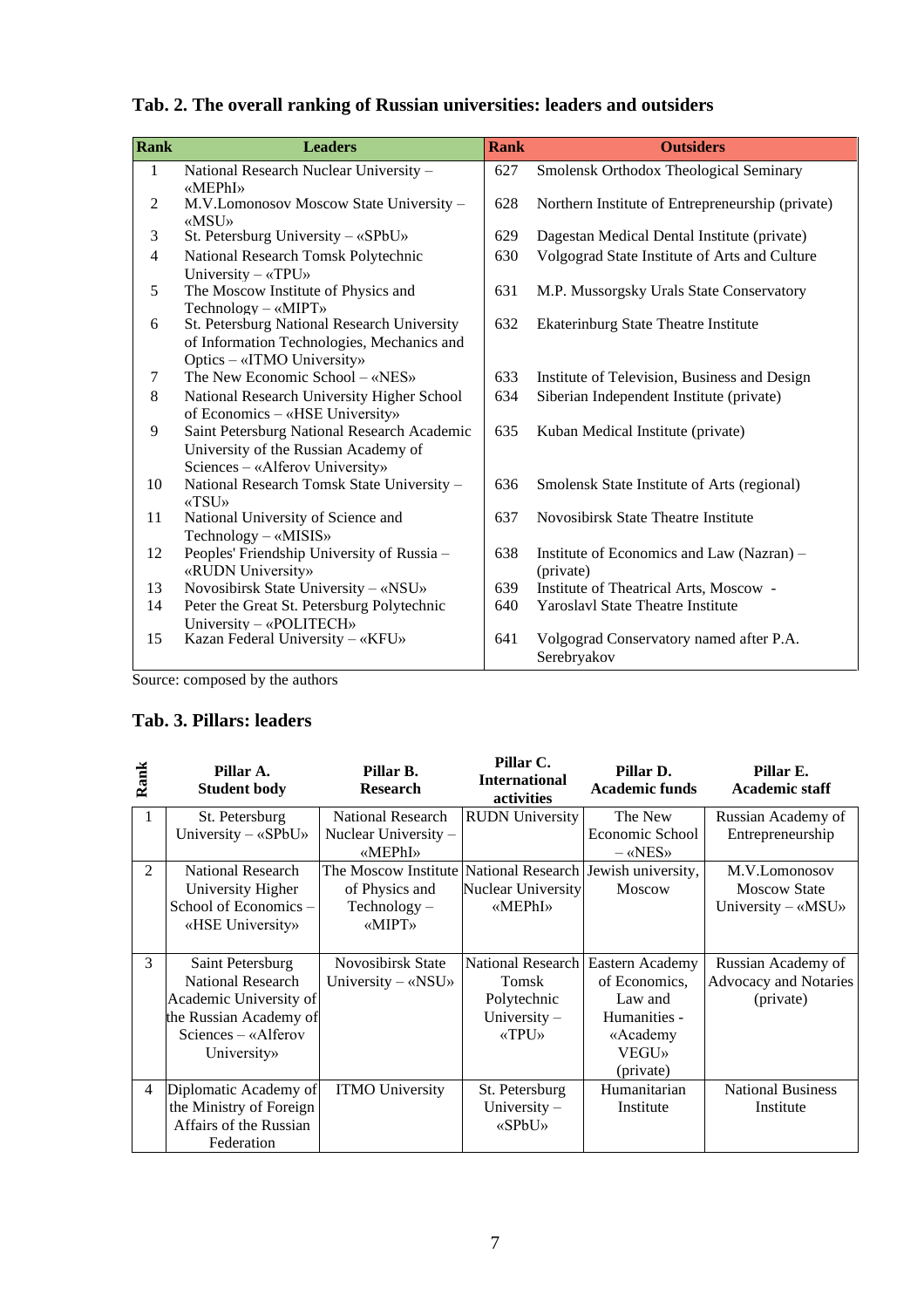**Tab. 2. The overall ranking of Russian universities: leaders and outsiders**

| Rank | Leaders | Rank | Outsiders |
|---|---|---|---|
| 1 | National Research Nuclear University – «MEPhI» | 627 | Smolensk Orthodox Theological Seminary |
| 2 | M.V.Lomonosov Moscow State University – «MSU» | 628 | Northern Institute of Entrepreneurship (private) |
| 3 | St. Petersburg University – «SPbU» | 629 | Dagestan Medical Dental Institute (private) |
| 4 | National Research Tomsk Polytechnic University – «TPU» | 630 | Volgograd State Institute of Arts and Culture |
| 5 | The Moscow Institute of Physics and Technology – «MIPT» | 631 | M.P. Mussorgsky Urals State Conservatory |
| 6 | St. Petersburg National Research University of Information Technologies, Mechanics and Optics – «ITMO University» | 632 | Ekaterinburg State Theatre Institute |
| 7 | The New Economic School – «NES» | 633 | Institute of Television, Business and Design |
| 8 | National Research University Higher School of Economics – «HSE University» | 634 | Siberian Independent Institute (private) |
| 9 | Saint Petersburg National Research Academic University of the Russian Academy of Sciences – «Alferov University» | 635 | Kuban Medical Institute (private) |
| 10 | National Research Tomsk State University – «TSU» | 636 | Smolensk State Institute of Arts (regional) |
| 11 | National University of Science and Technology – «MISIS» | 637 | Novosibirsk State Theatre Institute |
| 12 | Peoples' Friendship University of Russia – «RUDN University» | 638 | Institute of Economics and Law (Nazran) – (private) |
| 13 | Novosibirsk State University – «NSU» | 639 | Institute of Theatrical Arts, Moscow - |
| 14 | Peter the Great St. Petersburg Polytechnic University – «POLITECH» | 640 | Yaroslavl State Theatre Institute |
| 15 | Kazan Federal University – «KFU» | 641 | Volgograd Conservatory named after P.A. Serebryakov |

Source: composed by the authors

**Tab. 3. Pillars: leaders**

| Rank | Pillar A. Student body | Pillar B. Research | Pillar C. International activities | Pillar D. Academic funds | Pillar E. Academic staff |
|---|---|---|---|---|---|
| 1 | St. Petersburg University – «SPbU» | National Research Nuclear University – «MEPhI» | RUDN University | The New Economic School – «NES» | Russian Academy of Entrepreneurship |
| 2 | National Research University Higher School of Economics – «HSE University» | The Moscow Institute of Physics and Technology – «MIPT» | National Research Nuclear University «MEPhI» | Jewish university, Moscow | M.V.Lomonosov Moscow State University – «MSU» |
| 3 | Saint Petersburg National Research Academic University of the Russian Academy of Sciences – «Alferov University» | Novosibirsk State University – «NSU» | National Research Tomsk Polytechnic University – «TPU» | Eastern Academy of Economics, Law and Humanities - «Academy VEGU» (private) | Russian Academy of Advocacy and Notaries (private) |
| 4 | Diplomatic Academy of the Ministry of Foreign Affairs of the Russian Federation | ITMO University | St. Petersburg University – «SPbU» | Humanitarian Institute | National Business Institute |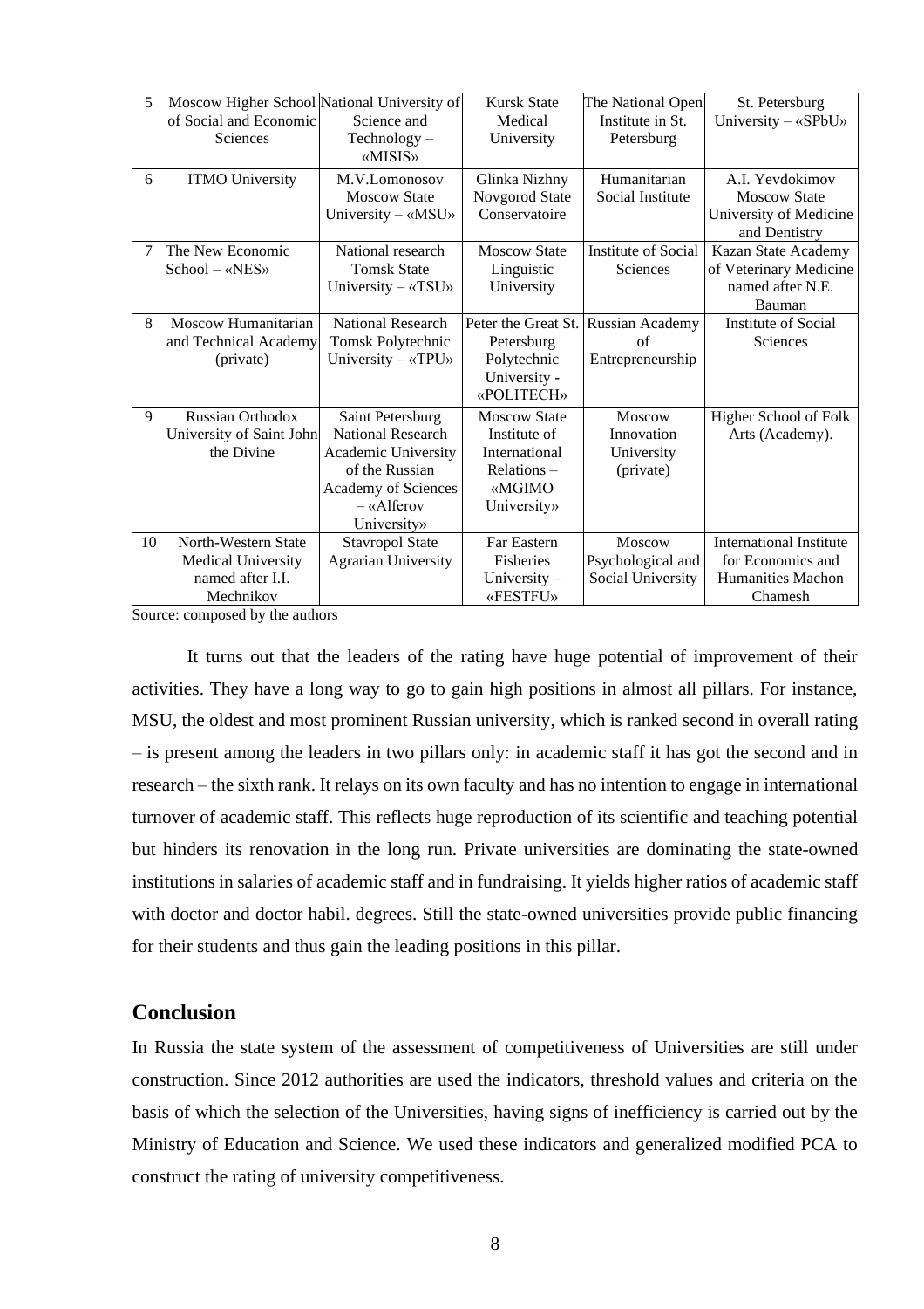| 5 | Moscow Higher School of Social and Economic Sciences | National University of Science and Technology – «MISIS» | Kursk State Medical University | The National Open Institute in St. Petersburg | St. Petersburg University – «SPbU» |
|---|---|---|---|---|---|
| 6 | ITMO University | M.V.Lomonosov Moscow State University – «MSU» | Glinka Nizhny Novgorod State Conservatoire | Humanitarian Social Institute | A.I. Yevdokimov Moscow State University of Medicine and Dentistry |
| 7 | The New Economic School – «NES» | National research Tomsk State University – «TSU» | Moscow State Linguistic University | Institute of Social Sciences | Kazan State Academy of Veterinary Medicine named after N.E. Bauman |
| 8 | Moscow Humanitarian and Technical Academy (private) | National Research Tomsk Polytechnic University – «TPU» | Peter the Great St. Petersburg Polytechnic University - «POLITECH» | Russian Academy of Entrepreneurship | Institute of Social Sciences |
| 9 | Russian Orthodox University of Saint John the Divine | Saint Petersburg National Research Academic University of the Russian Academy of Sciences – «Alferov University» | Moscow State Institute of International Relations – «MGIMO University» | Moscow Innovation University (private) | Higher School of Folk Arts (Academy). |
| 10 | North-Western State Medical University named after I.I. Mechnikov | Stavropol State Agrarian University | Far Eastern Fisheries University – «FESTFU» | Moscow Psychological and Social University | International Institute for Economics and Humanities Machon Chamesh |

Source: composed by the authors

It turns out that the leaders of the rating have huge potential of improvement of their activities. They have a long way to go to gain high positions in almost all pillars. For instance, MSU, the oldest and most prominent Russian university, which is ranked second in overall rating – is present among the leaders in two pillars only: in academic staff it has got the second and in research – the sixth rank. It relays on its own faculty and has no intention to engage in international turnover of academic staff. This reflects huge reproduction of its scientific and teaching potential but hinders its renovation in the long run. Private universities are dominating the state-owned institutions in salaries of academic staff and in fundraising. It yields higher ratios of academic staff with doctor and doctor habil. degrees. Still the state-owned universities provide public financing for their students and thus gain the leading positions in this pillar.

## Conclusion

In Russia the state system of the assessment of competitiveness of Universities are still under construction. Since 2012 authorities are used the indicators, threshold values and criteria on the basis of which the selection of the Universities, having signs of inefficiency is carried out by the Ministry of Education and Science. We used these indicators and generalized modified PCA to construct the rating of university competitiveness.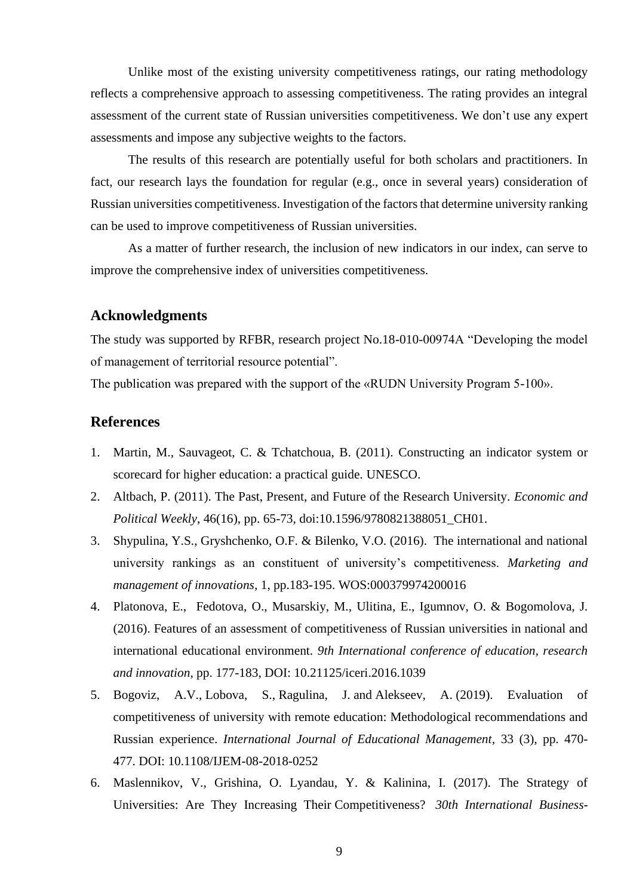Unlike most of the existing university competitiveness ratings, our rating methodology reflects a comprehensive approach to assessing competitiveness. The rating provides an integral assessment of the current state of Russian universities competitiveness. We don't use any expert assessments and impose any subjective weights to the factors.

The results of this research are potentially useful for both scholars and practitioners. In fact, our research lays the foundation for regular (e.g., once in several years) consideration of Russian universities competitiveness. Investigation of the factors that determine university ranking can be used to improve competitiveness of Russian universities.

As a matter of further research, the inclusion of new indicators in our index, can serve to improve the comprehensive index of universities competitiveness.

## Acknowledgments

The study was supported by RFBR, research project No.18-010-00974A "Developing the model of management of territorial resource potential".
The publication was prepared with the support of the «RUDN University Program 5-100».

## References

1. Martin, M., Sauvageot, C. & Tchatchoua, B. (2011). Constructing an indicator system or scorecard for higher education: a practical guide. UNESCO.
2. Altbach, P. (2011). The Past, Present, and Future of the Research University. *Economic and Political Weekly*, 46(16), pp. 65-73, doi:10.1596/9780821388051_CH01.
3. Shypulina, Y.S., Gryshchenko, O.F. & Bilenko, V.O. (2016). The international and national university rankings as an constituent of university's competitiveness. *Marketing and management of innovations*, 1, pp.183-195. WOS:000379974200016
4. Platonova, E., Fedotova, O., Musarskiy, M., Ulitina, E., Igumnov, O. & Bogomolova, J. (2016). Features of an assessment of competitiveness of Russian universities in national and international educational environment. *9th International conference of education, research and innovation*, pp. 177-183, DOI: 10.21125/iceri.2016.1039
5. Bogoviz, A.V., Lobova, S., Ragulina, J. and Alekseev, A. (2019). Evaluation of competitiveness of university with remote education: Methodological recommendations and Russian experience. *International Journal of Educational Management*, 33 (3), pp. 470-477. DOI: 10.1108/IJEM-08-2018-0252
6. Maslennikov, V., Grishina, O. Lyandau, Y. & Kalinina, I. (2017). The Strategy of Universities: Are They Increasing Their Competitiveness? *30th International Business-*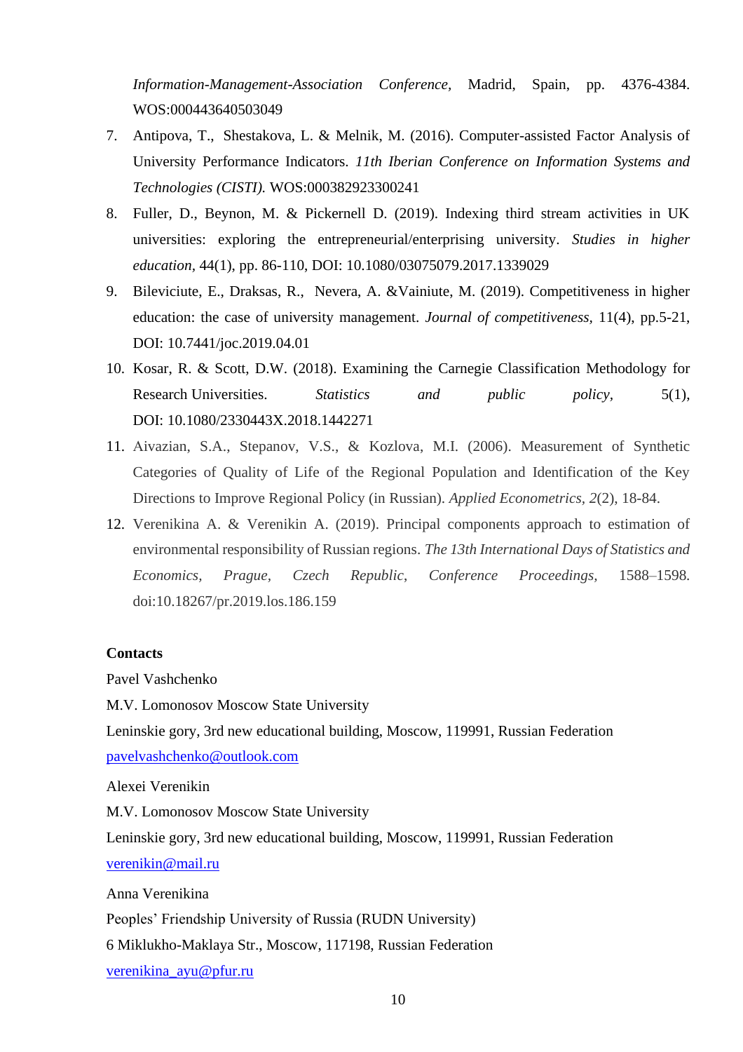*Information-Management-Association Conference*, Madrid, Spain, pp. 4376-4384. WOS:000443640503049

7. Antipova, T., Shestakova, L. & Melnik, M. (2016). Computer-assisted Factor Analysis of University Performance Indicators. *11th Iberian Conference on Information Systems and Technologies (CISTI).* WOS:000382923300241
8. Fuller, D., Beynon, M. & Pickernell D. (2019). Indexing third stream activities in UK universities: exploring the entrepreneurial/enterprising university. *Studies in higher education*, 44(1), pp. 86-110, DOI: 10.1080/03075079.2017.1339029
9. Bileviciute, E., Draksas, R., Nevera, A. &Vainiute, M. (2019). Competitiveness in higher education: the case of university management. *Journal of competitiveness*, 11(4), pp.5-21, DOI: 10.7441/joc.2019.04.01
10. Kosar, R. & Scott, D.W. (2018). Examining the Carnegie Classification Methodology for Research Universities. *Statistics and public policy*, 5(1), DOI: 10.1080/2330443X.2018.1442271
11. Aivazian, S.A., Stepanov, V.S., & Kozlova, M.I. (2006). Measurement of Synthetic Categories of Quality of Life of the Regional Population and Identification of the Key Directions to Improve Regional Policy (in Russian). *Applied Econometrics*, *2*(2), 18-84.
12. Verenikina A. & Verenikin A. (2019). Principal components approach to estimation of environmental responsibility of Russian regions. *The 13th International Days of Statistics and Economics, Prague, Czech Republic, Conference Proceedings*, 1588–1598. doi:10.18267/pr.2019.los.186.159

**Contacts**

Pavel Vashchenko
M.V. Lomonosov Moscow State University
Leninskie gory, 3rd new educational building, Moscow, 119991, Russian Federation
pavelvashchenko@outlook.com

Alexei Verenikin
M.V. Lomonosov Moscow State University
Leninskie gory, 3rd new educational building, Moscow, 119991, Russian Federation
verenikin@mail.ru

Anna Verenikina
Peoples' Friendship University of Russia (RUDN University)
6 Miklukho-Maklaya Str., Moscow, 117198, Russian Federation
verenikina_ayu@pfur.ru